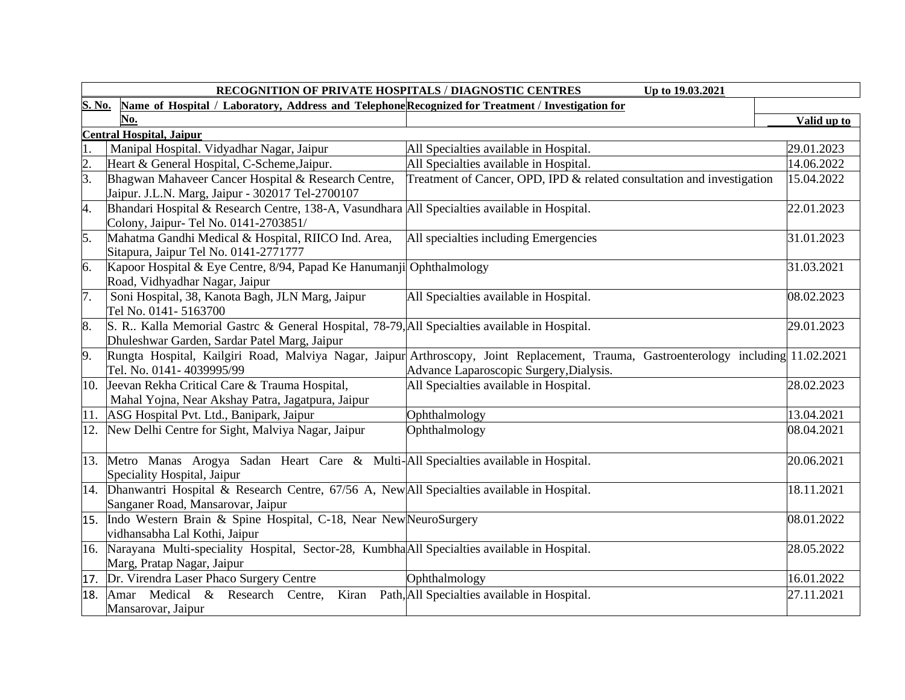**RECOGNITION OF PRIVATE HOSPITALS / DIAGNOSTIC CENTRES Up to 19.03.2021**

| S. No. | Name of Hospital / Laboratory, Address and Telephone No. | Recognized for Treatment / Investigation for | Valid up to |
|---|---|---|---|
| **Central Hospital, Jaipur** | | | |
| 1. | Manipal Hospital. Vidyadhar Nagar, Jaipur | All Specialties available in Hospital. | 29.01.2023 |
| 2. | Heart & General Hospital, C-Scheme,Jaipur. | All Specialties available in Hospital. | 14.06.2022 |
| 3. | Bhagwan Mahaveer Cancer Hospital & Research Centre, Jaipur. J.L.N. Marg, Jaipur - 302017 Tel-2700107 | Treatment of Cancer, OPD, IPD & related consultation and investigation | 15.04.2022 |
| 4. | Bhandari Hospital & Research Centre, 138-A, Vasundhara Colony, Jaipur- Tel No. 0141-2703851/ | All Specialties available in Hospital. | 22.01.2023 |
| 5. | Mahatma Gandhi Medical & Hospital, RIICO Ind. Area, Sitapura, Jaipur Tel No. 0141-2771777 | All specialties including Emergencies | 31.01.2023 |
| 6. | Kapoor Hospital & Eye Centre, 8/94, Papad Ke Hanumanji Road, Vidhyadhar Nagar, Jaipur | Ophthalmology | 31.03.2021 |
| 7. | Soni Hospital, 38, Kanota Bagh, JLN Marg, Jaipur Tel No. 0141- 5163700 | All Specialties available in Hospital. | 08.02.2023 |
| 8. | S. R.. Kalla Memorial Gastrc & General Hospital, 78-79, Dhuleshwar Garden, Sardar Patel Marg, Jaipur | All Specialties available in Hospital. | 29.01.2023 |
| 9. | Rungta Hospital, Kailgiri Road, Malviya Nagar, Jaipur Tel. No. 0141- 4039995/99 | Arthroscopy, Joint Replacement, Trauma, Gastroenterology including Advance Laparoscopic Surgery,Dialysis. | 11.02.2021 |
| 10. | Jeevan Rekha Critical Care & Trauma Hospital, Mahal Yojna, Near Akshay Patra, Jagatpura, Jaipur | All Specialties available in Hospital. | 28.02.2023 |
| 11. | ASG Hospital Pvt. Ltd., Banipark, Jaipur | Ophthalmology | 13.04.2021 |
| 12. | New Delhi Centre for Sight, Malviya Nagar, Jaipur | Ophthalmology | 08.04.2021 |
| 13. | Metro Manas Arogya Sadan Heart Care & Multi-Speciality Hospital, Jaipur | All Specialties available in Hospital. | 20.06.2021 |
| 14. | Dhanwantri Hospital & Research Centre, 67/56 A, New Sanganer Road, Mansarovar, Jaipur | All Specialties available in Hospital. | 18.11.2021 |
| 15. | Indo Western Brain & Spine Hospital, C-18, Near New vidhansabha Lal Kothi, Jaipur | NeuroSurgery | 08.01.2022 |
| 16. | Narayana Multi-speciality Hospital, Sector-28, Kumbha Marg, Pratap Nagar, Jaipur | All Specialties available in Hospital. | 28.05.2022 |
| 17. | Dr. Virendra Laser Phaco Surgery Centre | Ophthalmology | 16.01.2022 |
| 18. | Amar Medical & Research Centre, Kiran Path, Mansarovar, Jaipur | All Specialties available in Hospital. | 27.11.2021 |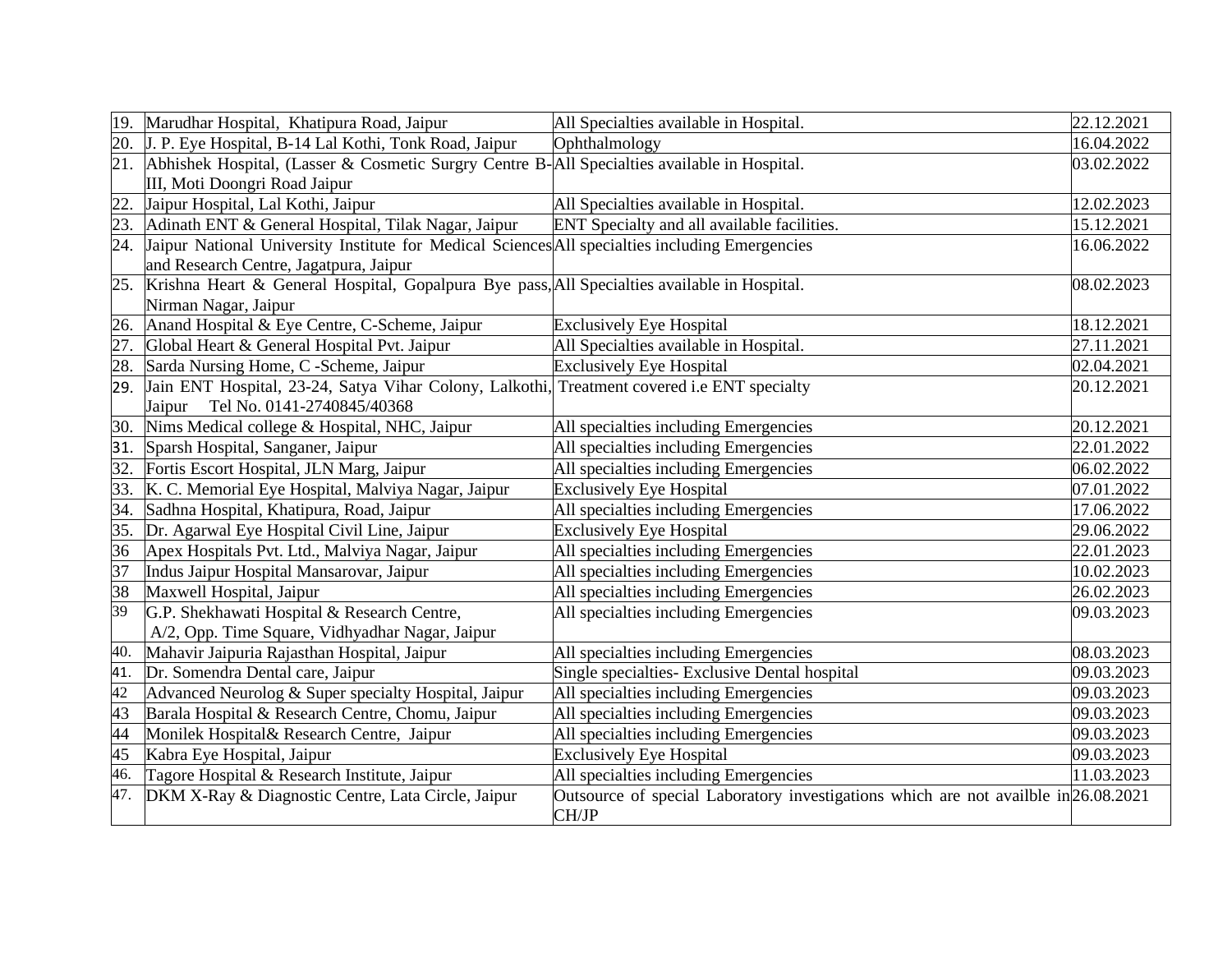| 19. | Marudhar Hospital, Khatipura Road, Jaipur | All Specialties available in Hospital. | 22.12.2021 |
|---|---|---|---|
| 20. | J. P. Eye Hospital, B-14 Lal Kothi, Tonk Road, Jaipur | Ophthalmology | 16.04.2022 |
| 21. | Abhishek Hospital, (Lasser & Cosmetic Surgry Centre B-III, Moti Doongri Road Jaipur | All Specialties available in Hospital. | 03.02.2022 |
| 22. | Jaipur Hospital, Lal Kothi, Jaipur | All Specialties available in Hospital. | 12.02.2023 |
| 23. | Adinath ENT & General Hospital, Tilak Nagar, Jaipur | ENT Specialty and all available facilities. | 15.12.2021 |
| 24. | Jaipur National University Institute for Medical Sciences and Research Centre, Jagatpura, Jaipur | All specialties including Emergencies | 16.06.2022 |
| 25. | Krishna Heart & General Hospital, Gopalpura Bye pass, Nirman Nagar, Jaipur | All Specialties available in Hospital. | 08.02.2023 |
| 26. | Anand Hospital & Eye Centre, C-Scheme, Jaipur | Exclusively Eye Hospital | 18.12.2021 |
| 27. | Global Heart & General Hospital Pvt. Jaipur | All Specialties available in Hospital. | 27.11.2021 |
| 28. | Sarda Nursing Home, C -Scheme, Jaipur | Exclusively Eye Hospital | 02.04.2021 |
| 29. | Jain ENT Hospital, 23-24, Satya Vihar Colony, Lalkothi, Jaipur Tel No. 0141-2740845/40368 | Treatment covered i.e ENT specialty | 20.12.2021 |
| 30. | Nims Medical college & Hospital, NHC, Jaipur | All specialties including Emergencies | 20.12.2021 |
| 31. | Sparsh Hospital, Sanganer, Jaipur | All specialties including Emergencies | 22.01.2022 |
| 32. | Fortis Escort Hospital, JLN Marg, Jaipur | All specialties including Emergencies | 06.02.2022 |
| 33. | K. C. Memorial Eye Hospital, Malviya Nagar, Jaipur | Exclusively Eye Hospital | 07.01.2022 |
| 34. | Sadhna Hospital, Khatipura, Road, Jaipur | All specialties including Emergencies | 17.06.2022 |
| 35. | Dr. Agarwal Eye Hospital Civil Line, Jaipur | Exclusively Eye Hospital | 29.06.2022 |
| 36 | Apex Hospitals Pvt. Ltd., Malviya Nagar, Jaipur | All specialties including Emergencies | 22.01.2023 |
| 37 | Indus Jaipur Hospital Mansarovar, Jaipur | All specialties including Emergencies | 10.02.2023 |
| 38 | Maxwell Hospital, Jaipur | All specialties including Emergencies | 26.02.2023 |
| 39 | G.P. Shekhawati Hospital & Research Centre, A/2, Opp. Time Square, Vidhyadhar Nagar, Jaipur | All specialties including Emergencies | 09.03.2023 |
| 40. | Mahavir Jaipuria Rajasthan Hospital, Jaipur | All specialties including Emergencies | 08.03.2023 |
| 41. | Dr. Somendra Dental care, Jaipur | Single specialties- Exclusive Dental hospital | 09.03.2023 |
| 42 | Advanced Neurolog & Super specialty Hospital, Jaipur | All specialties including Emergencies | 09.03.2023 |
| 43 | Barala Hospital & Research Centre, Chomu, Jaipur | All specialties including Emergencies | 09.03.2023 |
| 44 | Monilek Hospital& Research Centre, Jaipur | All specialties including Emergencies | 09.03.2023 |
| 45 | Kabra Eye Hospital, Jaipur | Exclusively Eye Hospital | 09.03.2023 |
| 46. | Tagore Hospital & Research Institute, Jaipur | All specialties including Emergencies | 11.03.2023 |
| 47. | DKM X-Ray & Diagnostic Centre, Lata Circle, Jaipur | Outsource of special Laboratory investigations which are not availble in CH/JP | 26.08.2021 |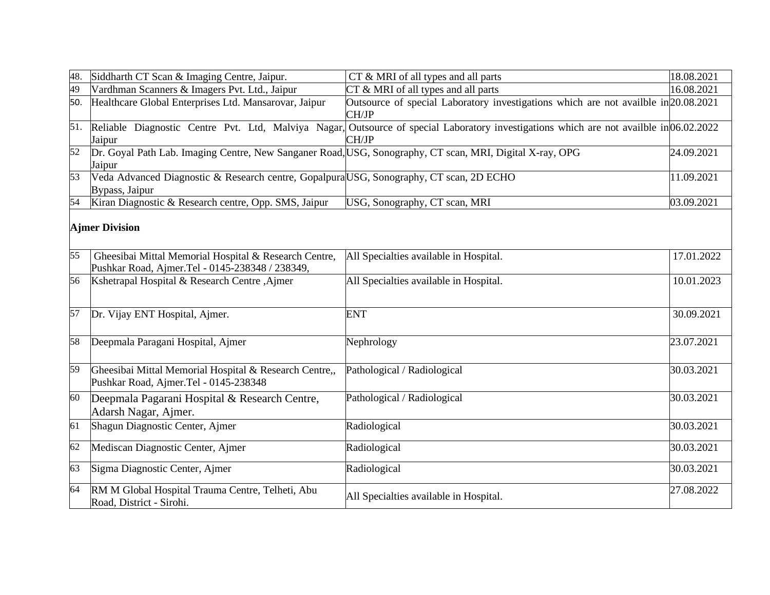| | | | |
|---|---|---|---|
| 48. | Siddharth CT Scan & Imaging Centre, Jaipur. | CT & MRI of all types and all parts | 18.08.2021 |
| 49 | Vardhman Scanners & Imagers Pvt. Ltd., Jaipur | CT & MRI of all types and all parts | 16.08.2021 |
| 50. | Healthcare Global Enterprises Ltd. Mansarovar, Jaipur | Outsource of special Laboratory investigations which are not availble in CH/JP | 20.08.2021 |
| 51. | Reliable Diagnostic Centre Pvt. Ltd, Malviya Nagar, Jaipur | Outsource of special Laboratory investigations which are not availble in CH/JP | 06.02.2022 |
| 52 | Dr. Goyal Path Lab. Imaging Centre, New Sanganer Road, Jaipur | USG, Sonography, CT scan, MRI, Digital X-ray, OPG | 24.09.2021 |
| 53 | Veda Advanced Diagnostic & Research centre, Gopalpura Bypass, Jaipur | USG, Sonography, CT scan, 2D ECHO | 11.09.2021 |
| 54 | Kiran Diagnostic & Research centre, Opp. SMS, Jaipur | USG, Sonography, CT scan, MRI | 03.09.2021 |
| **Ajmer Division** | | | |
| 55 | Gheesibai Mittal Memorial Hospital & Research Centre, Pushkar Road, Ajmer.Tel - 0145-238348 / 238349, | All Specialties available in Hospital. | 17.01.2022 |
| 56 | Kshetrapal Hospital & Research Centre ,Ajmer | All Specialties available in Hospital. | 10.01.2023 |
| 57 | Dr. Vijay ENT Hospital, Ajmer. | ENT | 30.09.2021 |
| 58 | Deepmala Paragani Hospital, Ajmer | Nephrology | 23.07.2021 |
| 59 | Gheesibai Mittal Memorial Hospital & Research Centre,, Pushkar Road, Ajmer.Tel - 0145-238348 | Pathological / Radiological | 30.03.2021 |
| 60 | Deepmala Pagarani Hospital & Research Centre, Adarsh Nagar, Ajmer. | Pathological / Radiological | 30.03.2021 |
| 61 | Shagun Diagnostic Center, Ajmer | Radiological | 30.03.2021 |
| 62 | Mediscan Diagnostic Center, Ajmer | Radiological | 30.03.2021 |
| 63 | Sigma Diagnostic Center, Ajmer | Radiological | 30.03.2021 |
| 64 | RM M Global Hospital Trauma Centre, Telheti, Abu Road, District - Sirohi. | All Specialties available in Hospital. | 27.08.2022 |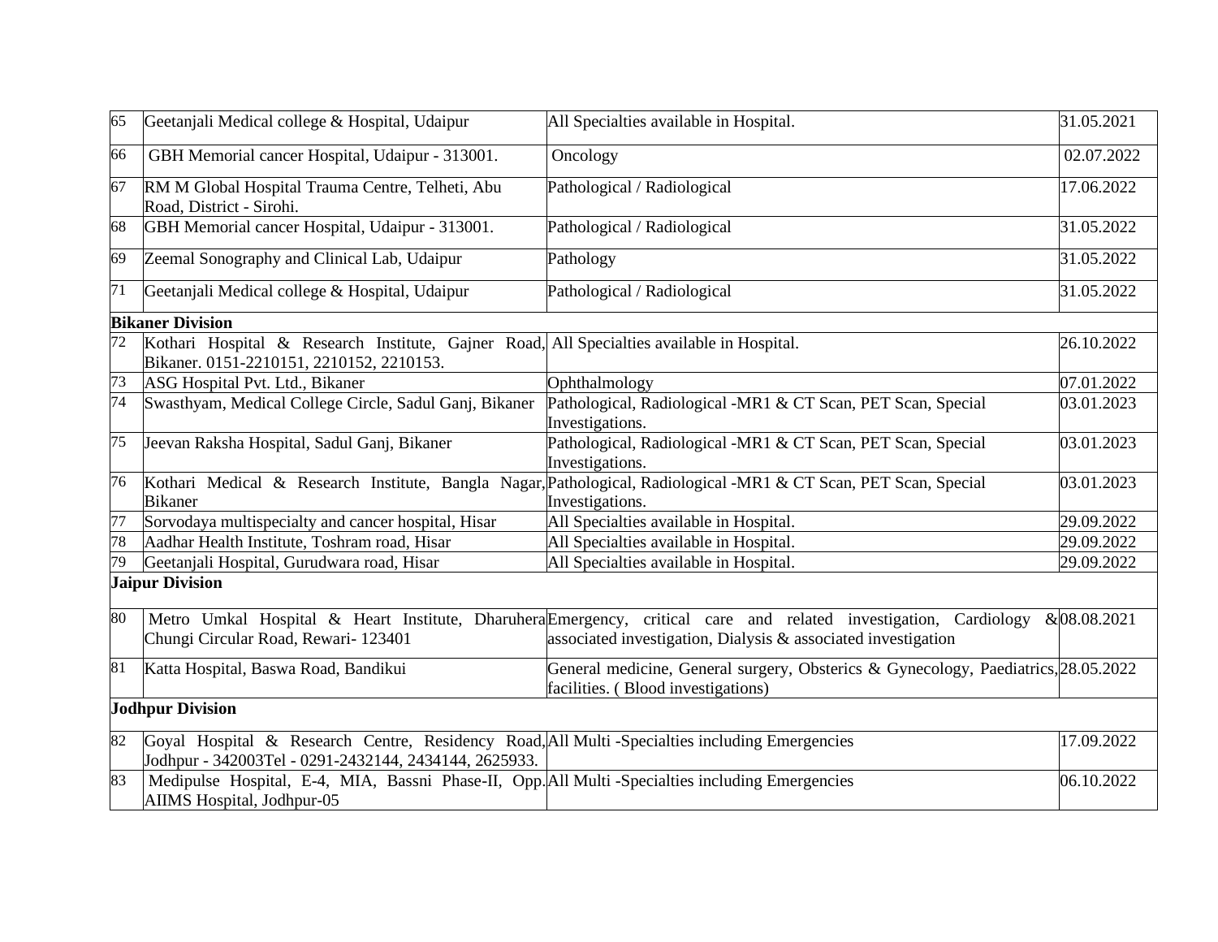| 65 | Geetanjali Medical college & Hospital, Udaipur | All Specialties available in Hospital. | 31.05.2021 |
|---|---|---|---|
| 66 | GBH Memorial cancer Hospital, Udaipur - 313001. | Oncology | 02.07.2022 |
| 67 | RM M Global Hospital Trauma Centre, Telheti, Abu Road, District - Sirohi. | Pathological / Radiological | 17.06.2022 |
| 68 | GBH Memorial cancer Hospital, Udaipur - 313001. | Pathological / Radiological | 31.05.2022 |
| 69 | Zeemal Sonography and Clinical Lab, Udaipur | Pathology | 31.05.2022 |
| 71 | Geetanjali Medical college & Hospital, Udaipur | Pathological / Radiological | 31.05.2022 |
| **Bikaner Division** | | | |
| 72 | Kothari Hospital & Research Institute, Gajner Road, Bikaner. 0151-2210151, 2210152, 2210153. | All Specialties available in Hospital. | 26.10.2022 |
| 73 | ASG Hospital Pvt. Ltd., Bikaner | Ophthalmology | 07.01.2022 |
| 74 | Swasthyam, Medical College Circle, Sadul Ganj, Bikaner | Pathological, Radiological -MR1 & CT Scan, PET Scan, Special Investigations. | 03.01.2023 |
| 75 | Jeevan Raksha Hospital, Sadul Ganj, Bikaner | Pathological, Radiological -MR1 & CT Scan, PET Scan, Special Investigations. | 03.01.2023 |
| 76 | Kothari Medical & Research Institute, Bangla Nagar, Bikaner | Pathological, Radiological -MR1 & CT Scan, PET Scan, Special Investigations. | 03.01.2023 |
| 77 | Sorvodaya multispecialty and cancer hospital, Hisar | All Specialties available in Hospital. | 29.09.2022 |
| 78 | Aadhar Health Institute, Toshram road, Hisar | All Specialties available in Hospital. | 29.09.2022 |
| 79 | Geetanjali Hospital, Gurudwara road, Hisar | All Specialties available in Hospital. | 29.09.2022 |
| **Jaipur Division** | | | |
| 80 | Metro Umkal Hospital & Heart Institute, Dharuhera Chungi Circular Road, Rewari- 123401 | Emergency, critical care and related investigation, Cardiology & associated investigation, Dialysis & associated investigation | 08.08.2021 |
| 81 | Katta Hospital, Baswa Road, Bandikui | General medicine, General surgery, Obsterics & Gynecology, Paediatrics, facilities. ( Blood investigations) | 28.05.2022 |
| **Jodhpur Division** | | | |
| 82 | Goyal Hospital & Research Centre, Residency Road, Jodhpur - 342003Tel - 0291-2432144, 2434144, 2625933. | All Multi -Specialties including Emergencies | 17.09.2022 |
| 83 | Medipulse Hospital, E-4, MIA, Bassni Phase-II, Opp. AIIMS Hospital, Jodhpur-05 | All Multi -Specialties including Emergencies | 06.10.2022 |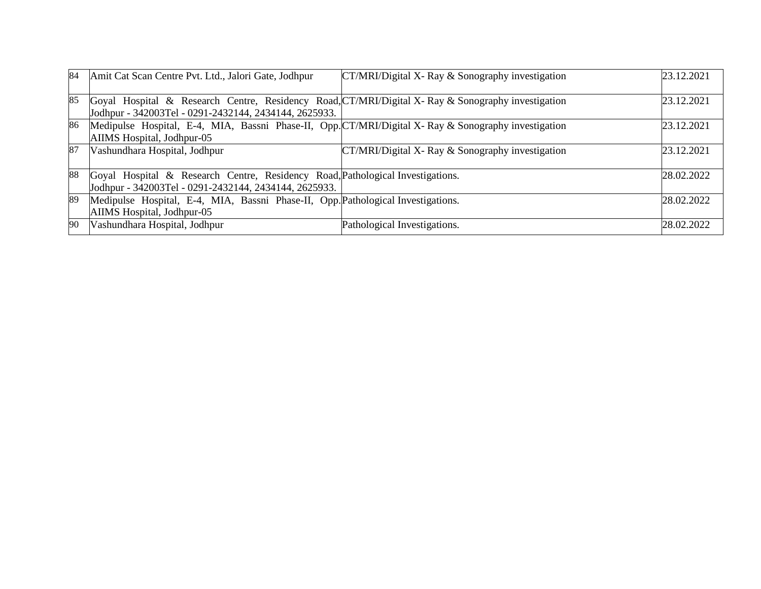| | | | |
|---|---|---|---|
| 84 | Amit Cat Scan Centre Pvt. Ltd., Jalori Gate, Jodhpur | CT/MRI/Digital X- Ray & Sonography investigation | 23.12.2021 |
| 85 | Goyal Hospital & Research Centre, Residency Road, Jodhpur - 342003Tel - 0291-2432144, 2434144, 2625933. | CT/MRI/Digital X- Ray & Sonography investigation | 23.12.2021 |
| 86 | Medipulse Hospital, E-4, MIA, Bassni Phase-II, Opp. AIIMS Hospital, Jodhpur-05 | CT/MRI/Digital X- Ray & Sonography investigation | 23.12.2021 |
| 87 | Vashundhara Hospital, Jodhpur | CT/MRI/Digital X- Ray & Sonography investigation | 23.12.2021 |
| 88 | Goyal Hospital & Research Centre, Residency Road, Jodhpur - 342003Tel - 0291-2432144, 2434144, 2625933. | Pathological Investigations. | 28.02.2022 |
| 89 | Medipulse Hospital, E-4, MIA, Bassni Phase-II, Opp. AIIMS Hospital, Jodhpur-05 | Pathological Investigations. | 28.02.2022 |
| 90 | Vashundhara Hospital, Jodhpur | Pathological Investigations. | 28.02.2022 |